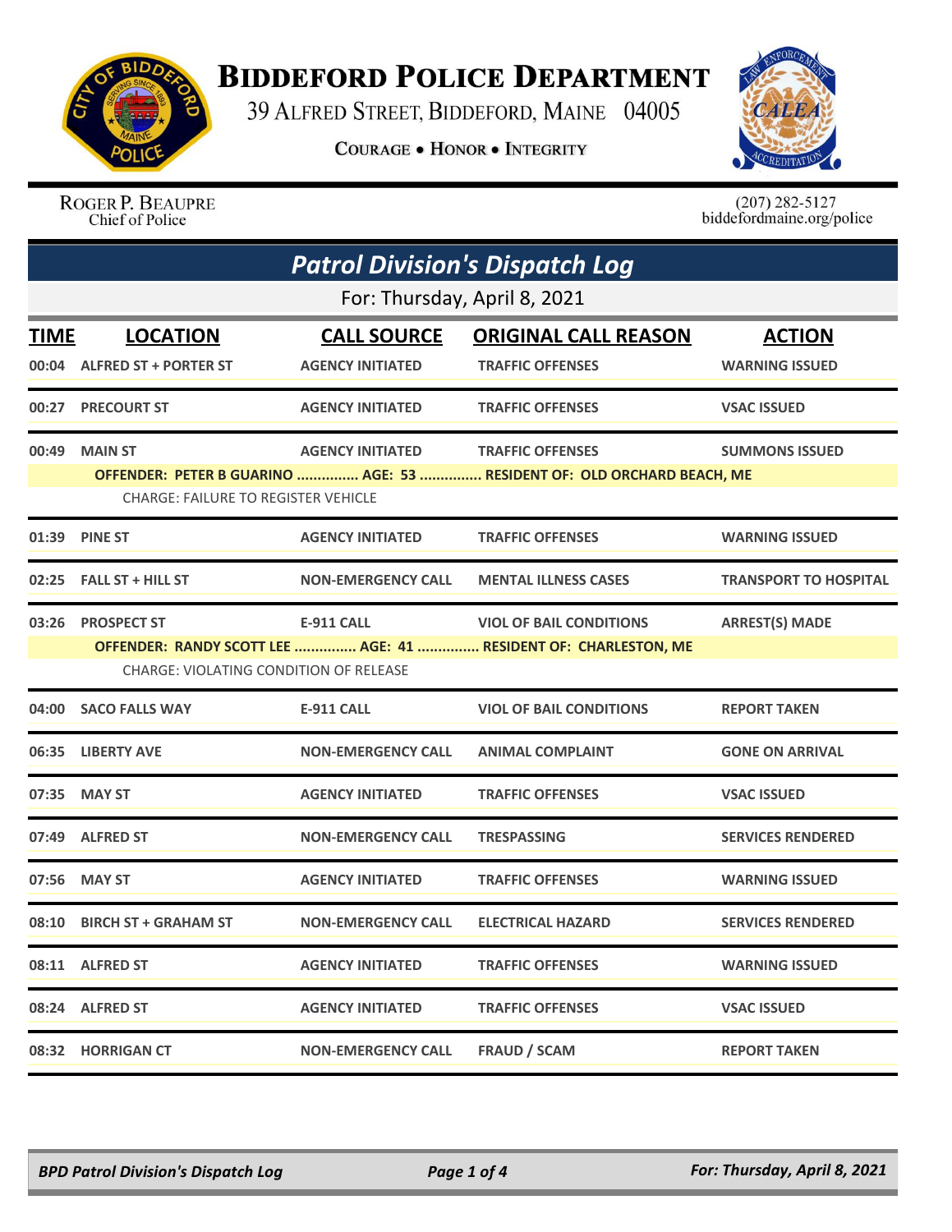# Biddeford Police Department

39 Alfred Street, Biddeford, Maine 04005

Courage • Honor • Integrity

Roger P. Beaupre
Chief of Police

(207) 282-5127
biddefordmaine.org/police

## Patrol Division's Dispatch Log

For: Thursday, April 8, 2021

| TIME | LOCATION | CALL SOURCE | ORIGINAL CALL REASON | ACTION |
|---|---|---|---|---|
| 00:04 | ALFRED ST + PORTER ST | AGENCY INITIATED | TRAFFIC OFFENSES | WARNING ISSUED |
| 00:27 | PRECOURT ST | AGENCY INITIATED | TRAFFIC OFFENSES | VSAC ISSUED |
| 00:49 | MAIN ST | AGENCY INITIATED | TRAFFIC OFFENSES | SUMMONS ISSUED |
| | OFFENDER: PETER B GUARINO ............... AGE: 53 ............... RESIDENT OF: OLD ORCHARD BEACH, ME | | | |
| | CHARGE: FAILURE TO REGISTER VEHICLE | | | |
| 01:39 | PINE ST | AGENCY INITIATED | TRAFFIC OFFENSES | WARNING ISSUED |
| 02:25 | FALL ST + HILL ST | NON-EMERGENCY CALL | MENTAL ILLNESS CASES | TRANSPORT TO HOSPITAL |
| 03:26 | PROSPECT ST | E-911 CALL | VIOL OF BAIL CONDITIONS | ARREST(S) MADE |
| | OFFENDER: RANDY SCOTT LEE ............... AGE: 41 ............... RESIDENT OF: CHARLESTON, ME | | | |
| | CHARGE: VIOLATING CONDITION OF RELEASE | | | |
| 04:00 | SACO FALLS WAY | E-911 CALL | VIOL OF BAIL CONDITIONS | REPORT TAKEN |
| 06:35 | LIBERTY AVE | NON-EMERGENCY CALL | ANIMAL COMPLAINT | GONE ON ARRIVAL |
| 07:35 | MAY ST | AGENCY INITIATED | TRAFFIC OFFENSES | VSAC ISSUED |
| 07:49 | ALFRED ST | NON-EMERGENCY CALL | TRESPASSING | SERVICES RENDERED |
| 07:56 | MAY ST | AGENCY INITIATED | TRAFFIC OFFENSES | WARNING ISSUED |
| 08:10 | BIRCH ST + GRAHAM ST | NON-EMERGENCY CALL | ELECTRICAL HAZARD | SERVICES RENDERED |
| 08:11 | ALFRED ST | AGENCY INITIATED | TRAFFIC OFFENSES | WARNING ISSUED |
| 08:24 | ALFRED ST | AGENCY INITIATED | TRAFFIC OFFENSES | VSAC ISSUED |
| 08:32 | HORRIGAN CT | NON-EMERGENCY CALL | FRAUD / SCAM | REPORT TAKEN |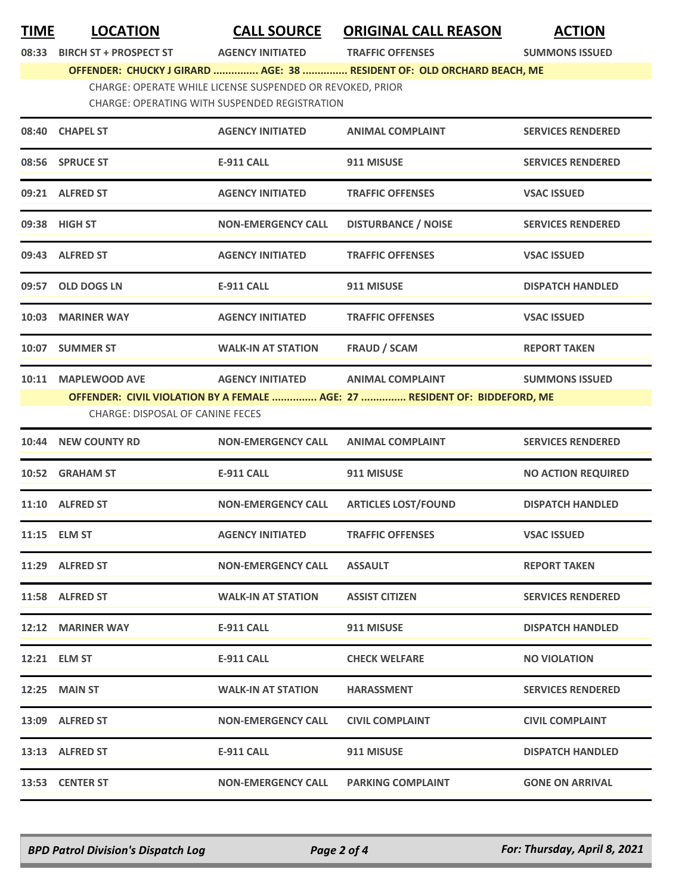| TIME | LOCATION | CALL SOURCE | ORIGINAL CALL REASON | ACTION |
|---|---|---|---|---|
| 08:33 | BIRCH ST + PROSPECT ST | AGENCY INITIATED | TRAFFIC OFFENSES | SUMMONS ISSUED |
| | **OFFENDER: CHUCKY J GIRARD ............... AGE: 38 ............... RESIDENT OF: OLD ORCHARD BEACH, ME** | | | |
| | CHARGE: OPERATE WHILE LICENSE SUSPENDED OR REVOKED, PRIOR | | | |
| | CHARGE: OPERATING WITH SUSPENDED REGISTRATION | | | |
| 08:40 | CHAPEL ST | AGENCY INITIATED | ANIMAL COMPLAINT | SERVICES RENDERED |
| 08:56 | SPRUCE ST | E-911 CALL | 911 MISUSE | SERVICES RENDERED |
| 09:21 | ALFRED ST | AGENCY INITIATED | TRAFFIC OFFENSES | VSAC ISSUED |
| 09:38 | HIGH ST | NON-EMERGENCY CALL | DISTURBANCE / NOISE | SERVICES RENDERED |
| 09:43 | ALFRED ST | AGENCY INITIATED | TRAFFIC OFFENSES | VSAC ISSUED |
| 09:57 | OLD DOGS LN | E-911 CALL | 911 MISUSE | DISPATCH HANDLED |
| 10:03 | MARINER WAY | AGENCY INITIATED | TRAFFIC OFFENSES | VSAC ISSUED |
| 10:07 | SUMMER ST | WALK-IN AT STATION | FRAUD / SCAM | REPORT TAKEN |
| 10:11 | MAPLEWOOD AVE | AGENCY INITIATED | ANIMAL COMPLAINT | SUMMONS ISSUED |
| | **OFFENDER: CIVIL VIOLATION BY A FEMALE ............... AGE: 27 ............... RESIDENT OF: BIDDEFORD, ME** | | | |
| | CHARGE: DISPOSAL OF CANINE FECES | | | |
| 10:44 | NEW COUNTY RD | NON-EMERGENCY CALL | ANIMAL COMPLAINT | SERVICES RENDERED |
| 10:52 | GRAHAM ST | E-911 CALL | 911 MISUSE | NO ACTION REQUIRED |
| 11:10 | ALFRED ST | NON-EMERGENCY CALL | ARTICLES LOST/FOUND | DISPATCH HANDLED |
| 11:15 | ELM ST | AGENCY INITIATED | TRAFFIC OFFENSES | VSAC ISSUED |
| 11:29 | ALFRED ST | NON-EMERGENCY CALL | ASSAULT | REPORT TAKEN |
| 11:58 | ALFRED ST | WALK-IN AT STATION | ASSIST CITIZEN | SERVICES RENDERED |
| 12:12 | MARINER WAY | E-911 CALL | 911 MISUSE | DISPATCH HANDLED |
| 12:21 | ELM ST | E-911 CALL | CHECK WELFARE | NO VIOLATION |
| 12:25 | MAIN ST | WALK-IN AT STATION | HARASSMENT | SERVICES RENDERED |
| 13:09 | ALFRED ST | NON-EMERGENCY CALL | CIVIL COMPLAINT | CIVIL COMPLAINT |
| 13:13 | ALFRED ST | E-911 CALL | 911 MISUSE | DISPATCH HANDLED |
| 13:53 | CENTER ST | NON-EMERGENCY CALL | PARKING COMPLAINT | GONE ON ARRIVAL |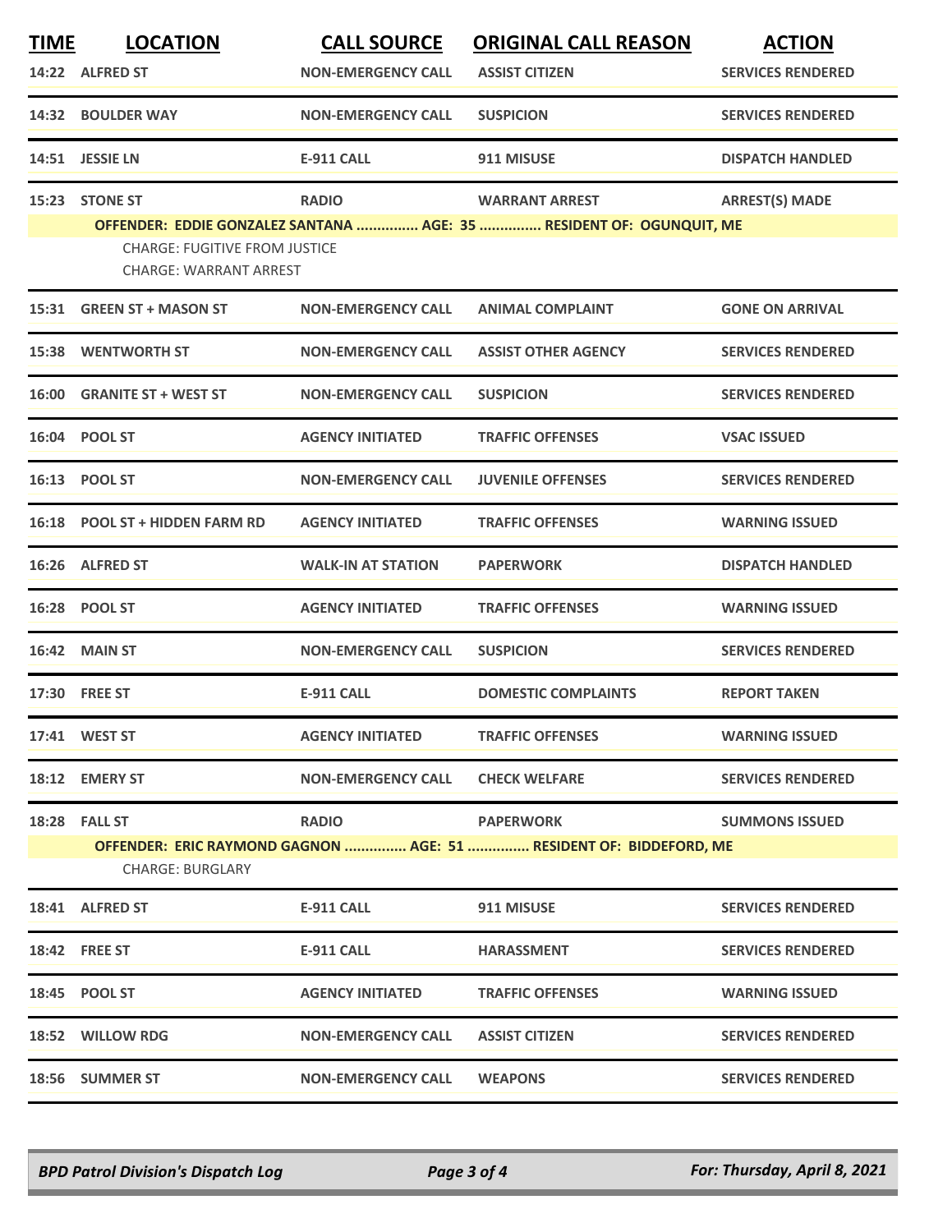| TIME | LOCATION | CALL SOURCE | ORIGINAL CALL REASON | ACTION |
|---|---|---|---|---|
| 14:22 | ALFRED ST | NON-EMERGENCY CALL | ASSIST CITIZEN | SERVICES RENDERED |
| 14:32 | BOULDER WAY | NON-EMERGENCY CALL | SUSPICION | SERVICES RENDERED |
| 14:51 | JESSIE LN | E-911 CALL | 911 MISUSE | DISPATCH HANDLED |
| 15:23 | STONE ST | RADIO | WARRANT ARREST | ARREST(S) MADE |
| | OFFENDER: EDDIE GONZALEZ SANTANA ............... AGE: 35 ............... RESIDENT OF: OGUNQUIT, ME | | | |
| | CHARGE: FUGITIVE FROM JUSTICE | | | |
| | CHARGE: WARRANT ARREST | | | |
| 15:31 | GREEN ST + MASON ST | NON-EMERGENCY CALL | ANIMAL COMPLAINT | GONE ON ARRIVAL |
| 15:38 | WENTWORTH ST | NON-EMERGENCY CALL | ASSIST OTHER AGENCY | SERVICES RENDERED |
| 16:00 | GRANITE ST + WEST ST | NON-EMERGENCY CALL | SUSPICION | SERVICES RENDERED |
| 16:04 | POOL ST | AGENCY INITIATED | TRAFFIC OFFENSES | VSAC ISSUED |
| 16:13 | POOL ST | NON-EMERGENCY CALL | JUVENILE OFFENSES | SERVICES RENDERED |
| 16:18 | POOL ST + HIDDEN FARM RD | AGENCY INITIATED | TRAFFIC OFFENSES | WARNING ISSUED |
| 16:26 | ALFRED ST | WALK-IN AT STATION | PAPERWORK | DISPATCH HANDLED |
| 16:28 | POOL ST | AGENCY INITIATED | TRAFFIC OFFENSES | WARNING ISSUED |
| 16:42 | MAIN ST | NON-EMERGENCY CALL | SUSPICION | SERVICES RENDERED |
| 17:30 | FREE ST | E-911 CALL | DOMESTIC COMPLAINTS | REPORT TAKEN |
| 17:41 | WEST ST | AGENCY INITIATED | TRAFFIC OFFENSES | WARNING ISSUED |
| 18:12 | EMERY ST | NON-EMERGENCY CALL | CHECK WELFARE | SERVICES RENDERED |
| 18:28 | FALL ST | RADIO | PAPERWORK | SUMMONS ISSUED |
| | OFFENDER: ERIC RAYMOND GAGNON ............... AGE: 51 ............... RESIDENT OF: BIDDEFORD, ME | | | |
| | CHARGE: BURGLARY | | | |
| 18:41 | ALFRED ST | E-911 CALL | 911 MISUSE | SERVICES RENDERED |
| 18:42 | FREE ST | E-911 CALL | HARASSMENT | SERVICES RENDERED |
| 18:45 | POOL ST | AGENCY INITIATED | TRAFFIC OFFENSES | WARNING ISSUED |
| 18:52 | WILLOW RDG | NON-EMERGENCY CALL | ASSIST CITIZEN | SERVICES RENDERED |
| 18:56 | SUMMER ST | NON-EMERGENCY CALL | WEAPONS | SERVICES RENDERED |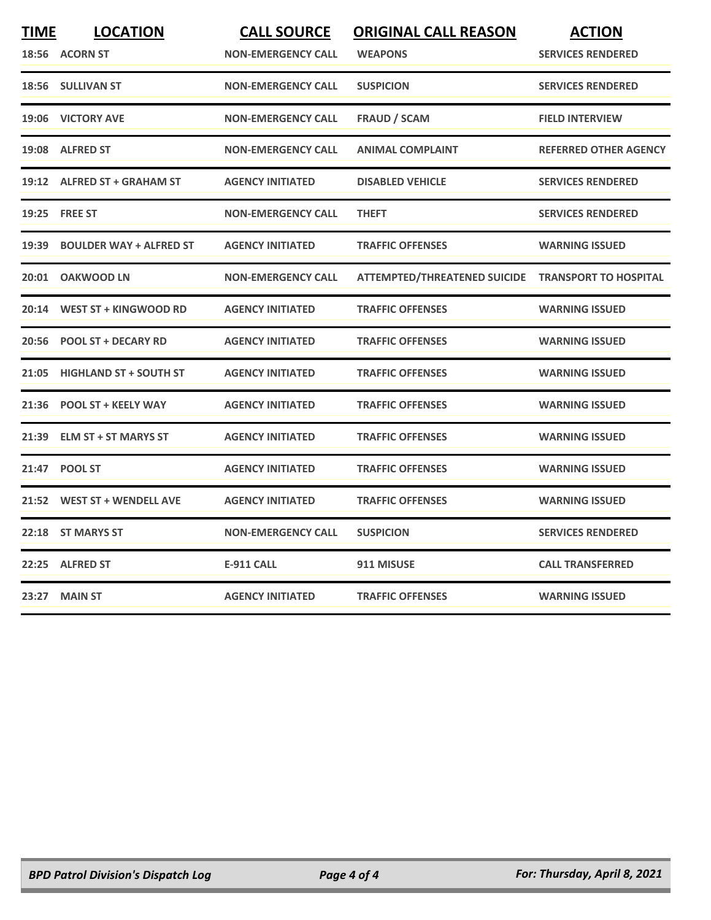| TIME | LOCATION | CALL SOURCE | ORIGINAL CALL REASON | ACTION |
|---|---|---|---|---|
| 18:56 | ACORN ST | NON-EMERGENCY CALL | WEAPONS | SERVICES RENDERED |
| 18:56 | SULLIVAN ST | NON-EMERGENCY CALL | SUSPICION | SERVICES RENDERED |
| 19:06 | VICTORY AVE | NON-EMERGENCY CALL | FRAUD / SCAM | FIELD INTERVIEW |
| 19:08 | ALFRED ST | NON-EMERGENCY CALL | ANIMAL COMPLAINT | REFERRED OTHER AGENCY |
| 19:12 | ALFRED ST + GRAHAM ST | AGENCY INITIATED | DISABLED VEHICLE | SERVICES RENDERED |
| 19:25 | FREE ST | NON-EMERGENCY CALL | THEFT | SERVICES RENDERED |
| 19:39 | BOULDER WAY + ALFRED ST | AGENCY INITIATED | TRAFFIC OFFENSES | WARNING ISSUED |
| 20:01 | OAKWOOD LN | NON-EMERGENCY CALL | ATTEMPTED/THREATENED SUICIDE | TRANSPORT TO HOSPITAL |
| 20:14 | WEST ST + KINGWOOD RD | AGENCY INITIATED | TRAFFIC OFFENSES | WARNING ISSUED |
| 20:56 | POOL ST + DECARY RD | AGENCY INITIATED | TRAFFIC OFFENSES | WARNING ISSUED |
| 21:05 | HIGHLAND ST + SOUTH ST | AGENCY INITIATED | TRAFFIC OFFENSES | WARNING ISSUED |
| 21:36 | POOL ST + KEELY WAY | AGENCY INITIATED | TRAFFIC OFFENSES | WARNING ISSUED |
| 21:39 | ELM ST + ST MARYS ST | AGENCY INITIATED | TRAFFIC OFFENSES | WARNING ISSUED |
| 21:47 | POOL ST | AGENCY INITIATED | TRAFFIC OFFENSES | WARNING ISSUED |
| 21:52 | WEST ST + WENDELL AVE | AGENCY INITIATED | TRAFFIC OFFENSES | WARNING ISSUED |
| 22:18 | ST MARYS ST | NON-EMERGENCY CALL | SUSPICION | SERVICES RENDERED |
| 22:25 | ALFRED ST | E-911 CALL | 911 MISUSE | CALL TRANSFERRED |
| 23:27 | MAIN ST | AGENCY INITIATED | TRAFFIC OFFENSES | WARNING ISSUED |